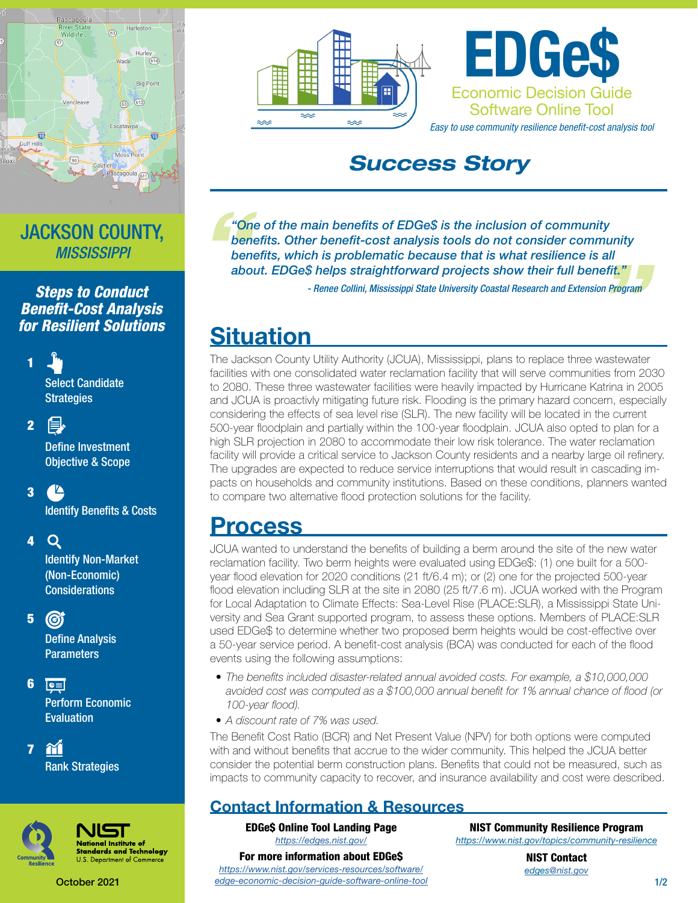# EDGe$

Economic Decision Guide Software Online Tool

*Easy to use community resilience benefit-cost analysis tool*

## *Success Story*

## JACKSON COUNTY, *MISSISSIPPI*

***Steps to Conduct Benefit-Cost Analysis for Resilient Solutions***

1. Select Candidate Strategies
2. Define Investment Objective & Scope
3. Identify Benefits & Costs
4. Identify Non-Market (Non-Economic) Considerations
5. Define Analysis Parameters
6. Perform Economic Evaluation
7. Rank Strategies

> *"One of the main benefits of EDGe$ is the inclusion of community benefits. Other benefit-cost analysis tools do not consider community benefits, which is problematic because that is what resilience is all about. EDGe$ helps straightforward projects show their full benefit."*
>
> *- Renee Collini, Mississippi State University Coastal Research and Extension Program*

## Situation

The Jackson County Utility Authority (JCUA), Mississippi, plans to replace three wastewater facilities with one consolidated water reclamation facility that will serve communities from 2030 to 2080. These three wastewater facilities were heavily impacted by Hurricane Katrina in 2005 and JCUA is proactivly mitigating future risk. Flooding is the primary hazard concern, especially considering the effects of sea level rise (SLR). The new facility will be located in the current 500-year floodplain and partially within the 100-year floodplain. JCUA also opted to plan for a high SLR projection in 2080 to accommodate their low risk tolerance. The water reclamation facility will provide a critical service to Jackson County residents and a nearby large oil refinery. The upgrades are expected to reduce service interruptions that would result in cascading impacts on households and community institutions. Based on these conditions, planners wanted to compare two alternative flood protection solutions for the facility.

## Process

JCUA wanted to understand the benefits of building a berm around the site of the new water reclamation facility. Two berm heights were evaluated using EDGe$: (1) one built for a 500-year flood elevation for 2020 conditions (21 ft/6.4 m); or (2) one for the projected 500-year flood elevation including SLR at the site in 2080 (25 ft/7.6 m). JCUA worked with the Program for Local Adaptation to Climate Effects: Sea-Level Rise (PLACE:SLR), a Mississippi State University and Sea Grant supported program, to assess these options. Members of PLACE:SLR used EDGe$ to determine whether two proposed berm heights would be cost-effective over a 50-year service period. A benefit-cost analysis (BCA) was conducted for each of the flood events using the following assumptions:

- *The benefits included disaster-related annual avoided costs. For example, a $10,000,000 avoided cost was computed as a $100,000 annual benefit for 1% annual chance of flood (or 100-year flood).*
- *A discount rate of 7% was used.*

The Benefit Cost Ratio (BCR) and Net Present Value (NPV) for both options were computed with and without benefits that accrue to the wider community. This helped the JCUA better consider the potential berm construction plans. Benefits that could not be measured, such as impacts to community capacity to recover, and insurance availability and cost were described.

## Contact Information & Resources

**EDGE$ Online Tool Landing Page**
https://edges.nist.gov/

**For more information about EDGe$**
https://www.nist.gov/services-resources/software/edge-economic-decision-guide-software-online-tool

**NIST Community Resilience Program**
https://www.nist.gov/topics/community-resilience

**NIST Contact**
edges@nist.gov

NIST National Institute of Standards and Technology, U.S. Department of Commerce

October 2021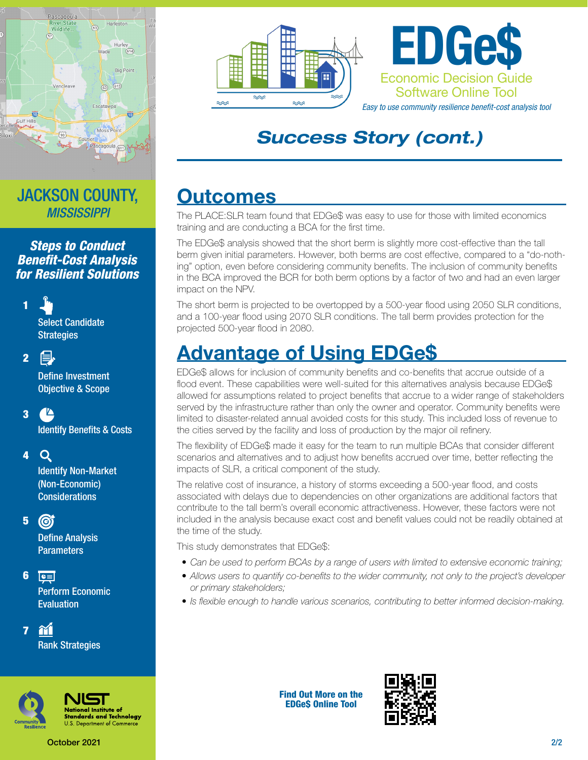# EDGe$

Economic Decision Guide Software Online Tool

*Easy to use community resilience benefit-cost analysis tool*

## *Success Story (cont.)*

JACKSON COUNTY, *MISSISSIPPI*

***Steps to Conduct Benefit-Cost Analysis for Resilient Solutions***

1. Select Candidate Strategies
2. Define Investment Objective & Scope
3. Identify Benefits & Costs
4. Identify Non-Market (Non-Economic) Considerations
5. Define Analysis Parameters
6. Perform Economic Evaluation
7. Rank Strategies

## Outcomes

The PLACE:SLR team found that EDGe$ was easy to use for those with limited economics training and are conducting a BCA for the first time.

The EDGe$ analysis showed that the short berm is slightly more cost-effective than the tall berm given initial parameters. However, both berms are cost effective, compared to a "do-nothing" option, even before considering community benefits. The inclusion of community benefits in the BCA improved the BCR for both berm options by a factor of two and had an even larger impact on the NPV.

The short berm is projected to be overtopped by a 500-year flood using 2050 SLR conditions, and a 100-year flood using 2070 SLR conditions. The tall berm provides protection for the projected 500-year flood in 2080.

## Advantage of Using EDGe$

EDGe$ allows for inclusion of community benefits and co-benefits that accrue outside of a flood event. These capabilities were well-suited for this alternatives analysis because EDGe$ allowed for assumptions related to project benefits that accrue to a wider range of stakeholders served by the infrastructure rather than only the owner and operator. Community benefits were limited to disaster-related annual avoided costs for this study. This included loss of revenue to the cities served by the facility and loss of production by the major oil refinery.

The flexibility of EDGe$ made it easy for the team to run multiple BCAs that consider different scenarios and alternatives and to adjust how benefits accrued over time, better reflecting the impacts of SLR, a critical component of the study.

The relative cost of insurance, a history of storms exceeding a 500-year flood, and costs associated with delays due to dependencies on other organizations are additional factors that contribute to the tall berm's overall economic attractiveness. However, these factors were not included in the analysis because exact cost and benefit values could not be readily obtained at the time of the study.

This study demonstrates that EDGe$:

- *Can be used to perform BCAs by a range of users with limited to extensive economic training;*
- *Allows users to quantify co-benefits to the wider community, not only to the project's developer or primary stakeholders;*
- *Is flexible enough to handle various scenarios, contributing to better informed decision-making.*

**Find Out More on the EDGe$ Online Tool**

NIST National Institute of Standards and Technology U.S. Department of Commerce

October 2021